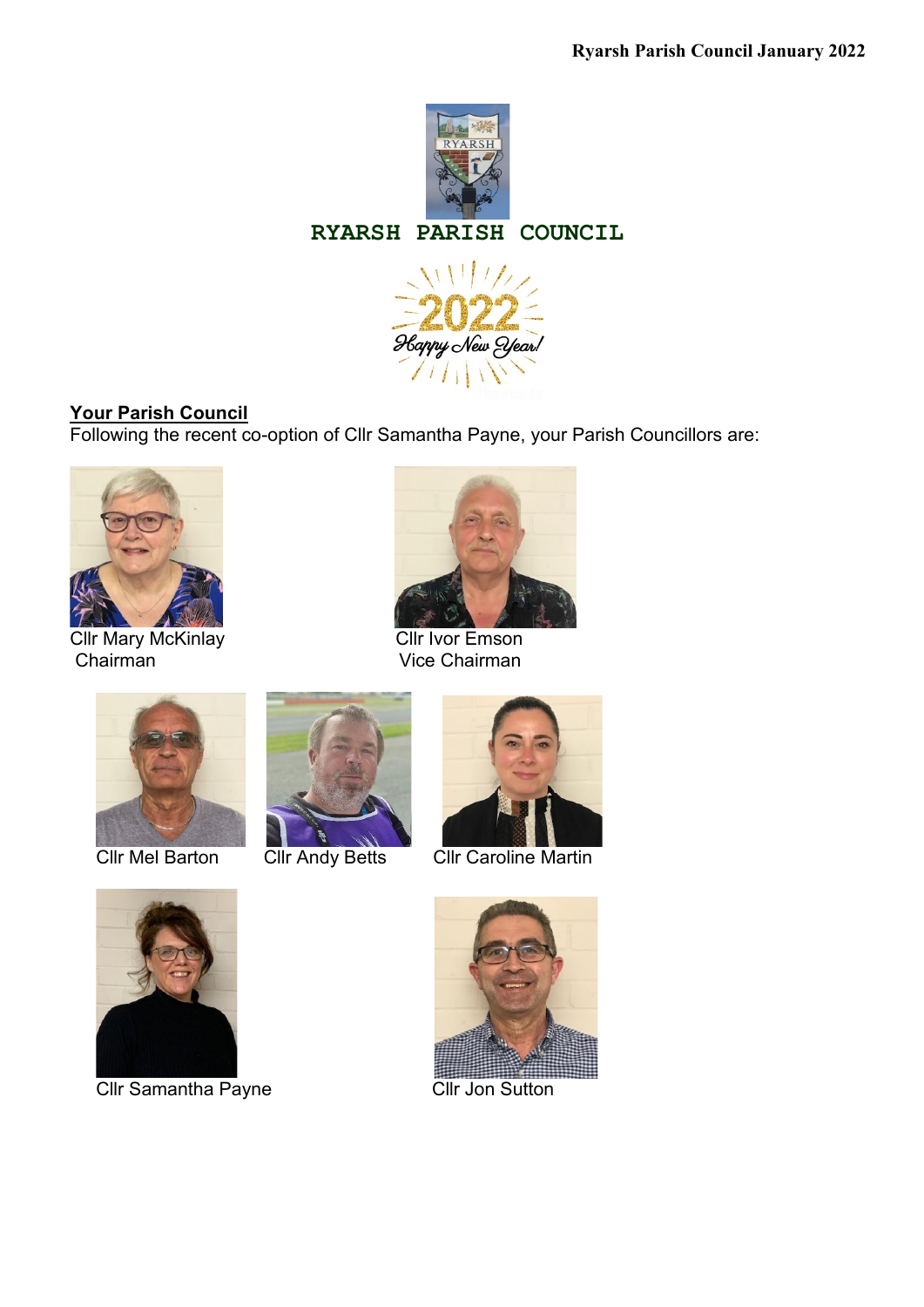RYARSH PARISH COUNCIL

2022 Happy New Year!

**Your Parish Council**

Following the recent co-option of Cllr Samantha Payne, your Parish Councillors are:

Cllr Mary McKinlay
Chairman

Cllr Ivor Emson
Vice Chairman

Cllr Mel Barton

Cllr Andy Betts

Cllr Caroline Martin

Cllr Samantha Payne

Cllr Jon Sutton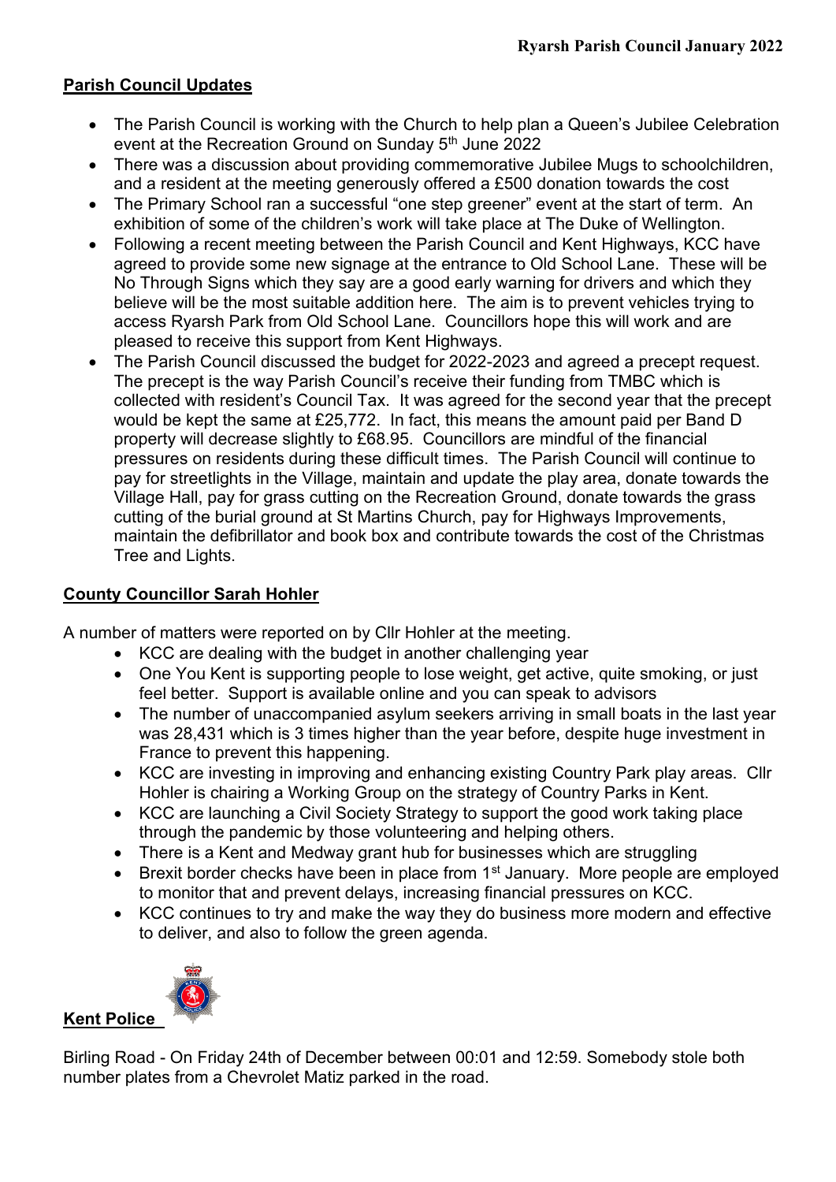## Parish Council Updates

- The Parish Council is working with the Church to help plan a Queen's Jubilee Celebration event at the Recreation Ground on Sunday 5th June 2022
- There was a discussion about providing commemorative Jubilee Mugs to schoolchildren, and a resident at the meeting generously offered a £500 donation towards the cost
- The Primary School ran a successful "one step greener" event at the start of term. An exhibition of some of the children's work will take place at The Duke of Wellington.
- Following a recent meeting between the Parish Council and Kent Highways, KCC have agreed to provide some new signage at the entrance to Old School Lane. These will be No Through Signs which they say are a good early warning for drivers and which they believe will be the most suitable addition here. The aim is to prevent vehicles trying to access Ryarsh Park from Old School Lane. Councillors hope this will work and are pleased to receive this support from Kent Highways.
- The Parish Council discussed the budget for 2022-2023 and agreed a precept request. The precept is the way Parish Council's receive their funding from TMBC which is collected with resident's Council Tax. It was agreed for the second year that the precept would be kept the same at £25,772. In fact, this means the amount paid per Band D property will decrease slightly to £68.95. Councillors are mindful of the financial pressures on residents during these difficult times. The Parish Council will continue to pay for streetlights in the Village, maintain and update the play area, donate towards the Village Hall, pay for grass cutting on the Recreation Ground, donate towards the grass cutting of the burial ground at St Martins Church, pay for Highways Improvements, maintain the defibrillator and book box and contribute towards the cost of the Christmas Tree and Lights.

## County Councillor Sarah Hohler

A number of matters were reported on by Cllr Hohler at the meeting.

- KCC are dealing with the budget in another challenging year
- One You Kent is supporting people to lose weight, get active, quite smoking, or just feel better. Support is available online and you can speak to advisors
- The number of unaccompanied asylum seekers arriving in small boats in the last year was 28,431 which is 3 times higher than the year before, despite huge investment in France to prevent this happening.
- KCC are investing in improving and enhancing existing Country Park play areas. Cllr Hohler is chairing a Working Group on the strategy of Country Parks in Kent.
- KCC are launching a Civil Society Strategy to support the good work taking place through the pandemic by those volunteering and helping others.
- There is a Kent and Medway grant hub for businesses which are struggling
- Brexit border checks have been in place from 1st January. More people are employed to monitor that and prevent delays, increasing financial pressures on KCC.
- KCC continues to try and make the way they do business more modern and effective to deliver, and also to follow the green agenda.

## Kent Police

Birling Road - On Friday 24th of December between 00:01 and 12:59. Somebody stole both number plates from a Chevrolet Matiz parked in the road.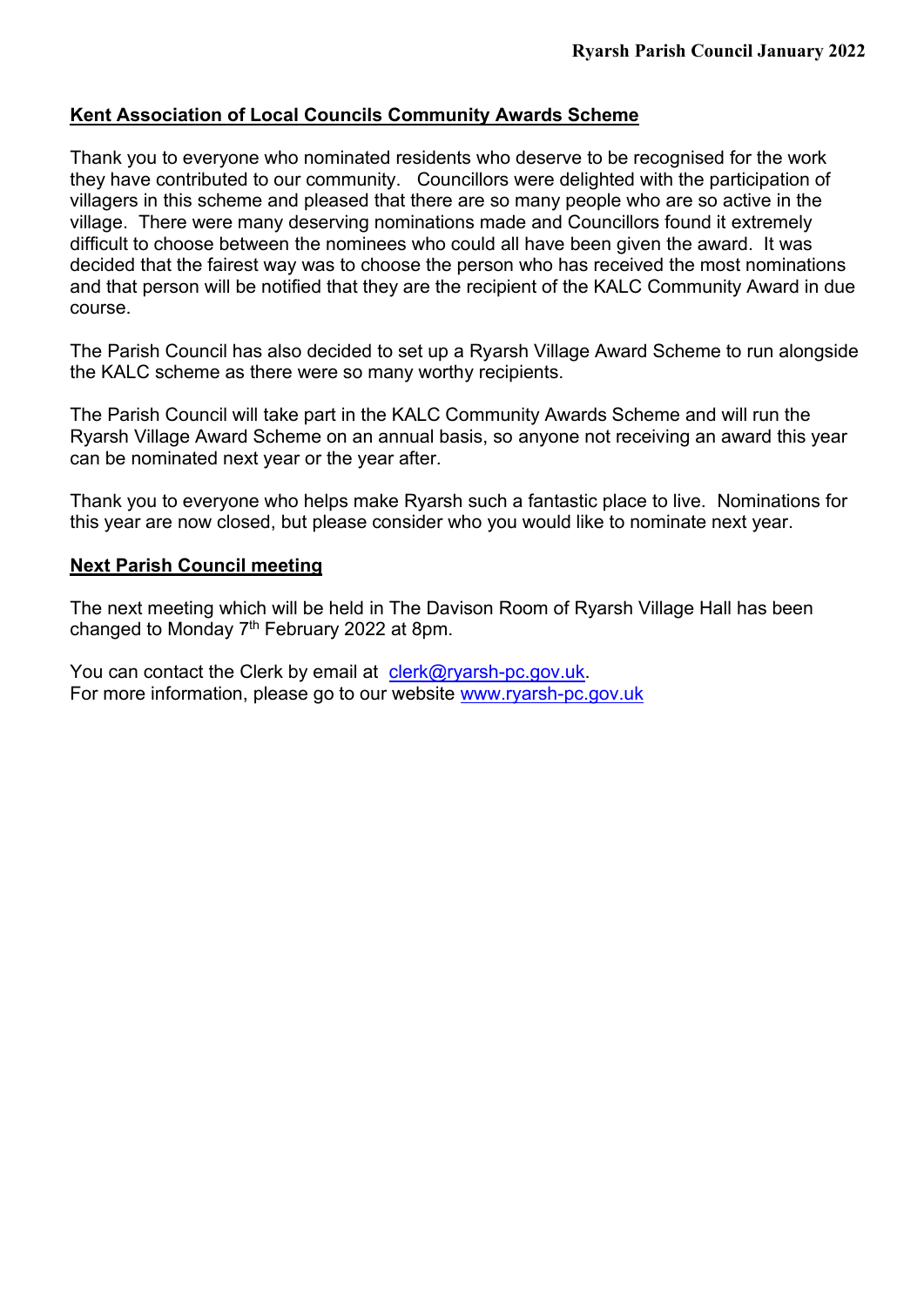## Kent Association of Local Councils Community Awards Scheme

Thank you to everyone who nominated residents who deserve to be recognised for the work they have contributed to our community. Councillors were delighted with the participation of villagers in this scheme and pleased that there are so many people who are so active in the village. There were many deserving nominations made and Councillors found it extremely difficult to choose between the nominees who could all have been given the award. It was decided that the fairest way was to choose the person who has received the most nominations and that person will be notified that they are the recipient of the KALC Community Award in due course.

The Parish Council has also decided to set up a Ryarsh Village Award Scheme to run alongside the KALC scheme as there were so many worthy recipients.

The Parish Council will take part in the KALC Community Awards Scheme and will run the Ryarsh Village Award Scheme on an annual basis, so anyone not receiving an award this year can be nominated next year or the year after.

Thank you to everyone who helps make Ryarsh such a fantastic place to live. Nominations for this year are now closed, but please consider who you would like to nominate next year.

## Next Parish Council meeting

The next meeting which will be held in The Davison Room of Ryarsh Village Hall has been changed to Monday 7th February 2022 at 8pm.

You can contact the Clerk by email at clerk@ryarsh-pc.gov.uk.
For more information, please go to our website www.ryarsh-pc.gov.uk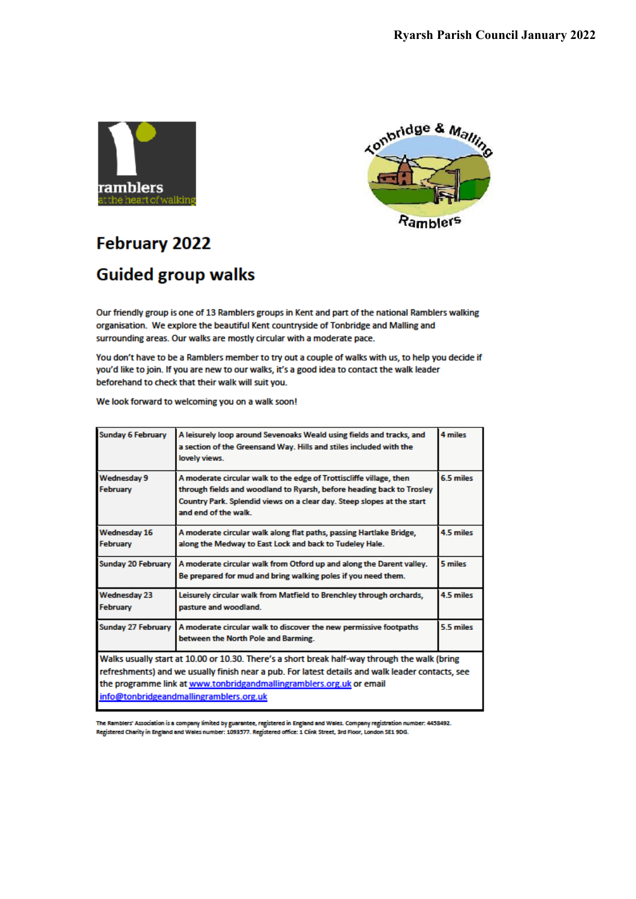ramblers
at the heart of walking

Tonbridge & Malling Ramblers

# February 2022

## Guided group walks

Our friendly group is one of 13 Ramblers groups in Kent and part of the national Ramblers walking organisation. We explore the beautiful Kent countryside of Tonbridge and Malling and surrounding areas. Our walks are mostly circular with a moderate pace.

You don't have to be a Ramblers member to try out a couple of walks with us, to help you decide if you'd like to join. If you are new to our walks, it's a good idea to contact the walk leader beforehand to check that their walk will suit you.

We look forward to welcoming you on a walk soon!

| | | |
|---|---|---|
| Sunday 6 February | A leisurely loop around Sevenoaks Weald using fields and tracks, and a section of the Greensand Way. Hills and stiles included with the lovely views. | 4 miles |
| Wednesday 9 February | A moderate circular walk to the edge of Trottiscliffe village, then through fields and woodland to Ryarsh, before heading back to Trosley Country Park. Splendid views on a clear day. Steep slopes at the start and end of the walk. | 6.5 miles |
| Wednesday 16 February | A moderate circular walk along flat paths, passing Hartlake Bridge, along the Medway to East Lock and back to Tudeley Hale. | 4.5 miles |
| Sunday 20 February | A moderate circular walk from Otford up and along the Darent valley. Be prepared for mud and bring walking poles if you need them. | 5 miles |
| Wednesday 23 February | Leisurely circular walk from Matfield to Brenchley through orchards, pasture and woodland. | 4.5 miles |
| Sunday 27 February | A moderate circular walk to discover the new permissive footpaths between the North Pole and Barming. | 5.5 miles |

Walks usually start at 10.00 or 10.30. There's a short break half-way through the walk (bring refreshments) and we usually finish near a pub. For latest details and walk leader contacts, see the programme link at www.tonbridgandmallingramblers.org.uk or email info@tonbridgeandmallingramblers.org.uk

The Ramblers' Association is a company limited by guarantee, registered in England and Wales. Company registration number: 4458492. Registered Charity in England and Wales number: 1093577. Registered office: 1 Clink Street, 3rd Floor, London SE1 9DG.